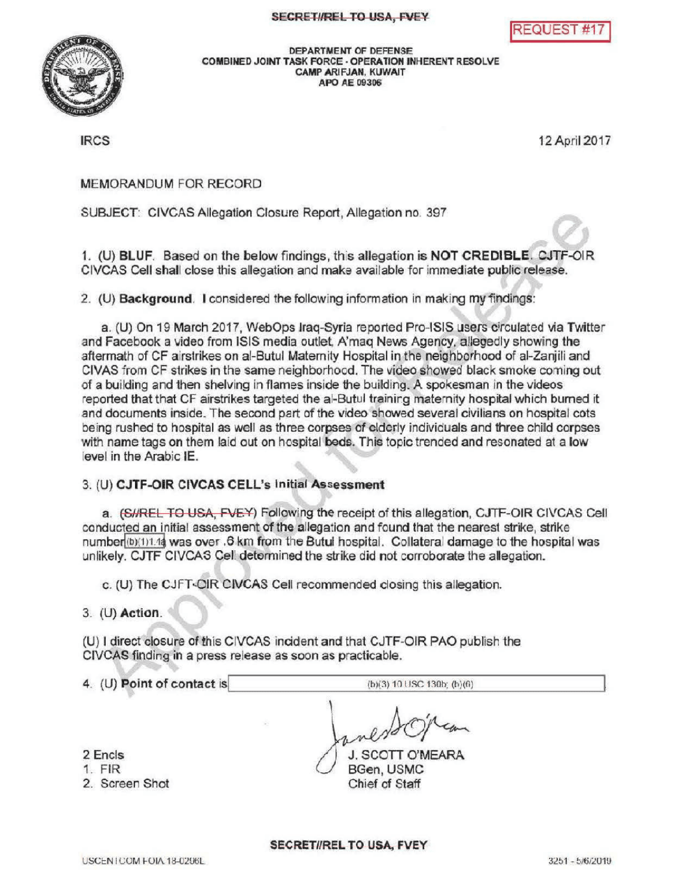SECRET//REL TO USA, FVEY

REQUEST #17

DEPARTMENT OF DEFENSE
COMBINED JOINT TASK FORCE - OPERATION INHERENT RESOLVE
CAMP ARIFJAN, KUWAIT
APO AE 09306

IRCS

12 April 2017

MEMORANDUM FOR RECORD

SUBJECT: CIVCAS Allegation Closure Report, Allegation no. 397

1. (U) **BLUF**. Based on the below findings, this allegation is **NOT CREDIBLE**. CJTF-OIR CIVCAS Cell shall close this allegation and make available for immediate public release.

2. (U) **Background**. I considered the following information in making my findings:

   a. (U) On 19 March 2017, WebOps Iraq-Syria reported Pro-ISIS users circulated via Twitter and Facebook a video from ISIS media outlet, A'maq News Agency, allegedly showing the aftermath of CF airstrikes on al-Butul Maternity Hospital in the neighborhood of al-Zanjili and CIVAS from CF strikes in the same neighborhood. The video showed black smoke coming out of a building and then shelving in flames inside the building. A spokesman in the videos reported that that CF airstrikes targeted the al-Butul training maternity hospital which burned it and documents inside. The second part of the video showed several civilians on hospital cots being rushed to hospital as well as three corpses of elderly individuals and three child corpses with name tags on them laid out on hospital beds. This topic trended and resonated at a low level in the Arabic IE.

3. (U) **CJTF-OIR CIVCAS CELL's Initial Assessment**

   a. ~~(S//REL TO USA, FVEY)~~ Following the receipt of this allegation, CJTF-OIR CIVCAS Cell conducted an initial assessment of the allegation and found that the nearest strike, strike number (b)(1)1.4a was over .6 km from the Butul hospital. Collateral damage to the hospital was unlikely. CJTF CIVCAS Cell determined the strike did not corroborate the allegation.

   c. (U) The CJFT-OIR CIVCAS Cell recommended closing this allegation.

3. (U) **Action**.

(U) I direct closure of this CIVCAS incident and that CJTF-OIR PAO publish the CIVCAS finding in a press release as soon as practicable.

4. (U) **Point of contact is** (b)(3) 10 USC 130b; (b)(6)

J. SCOTT O'MEARA
BGen, USMC
Chief of Staff

2 Encls
1. FIR
2. Screen Shot

SECRET//REL TO USA, FVEY

USCENTCOM FOIA 18-0296L

3251 - 5/6/2019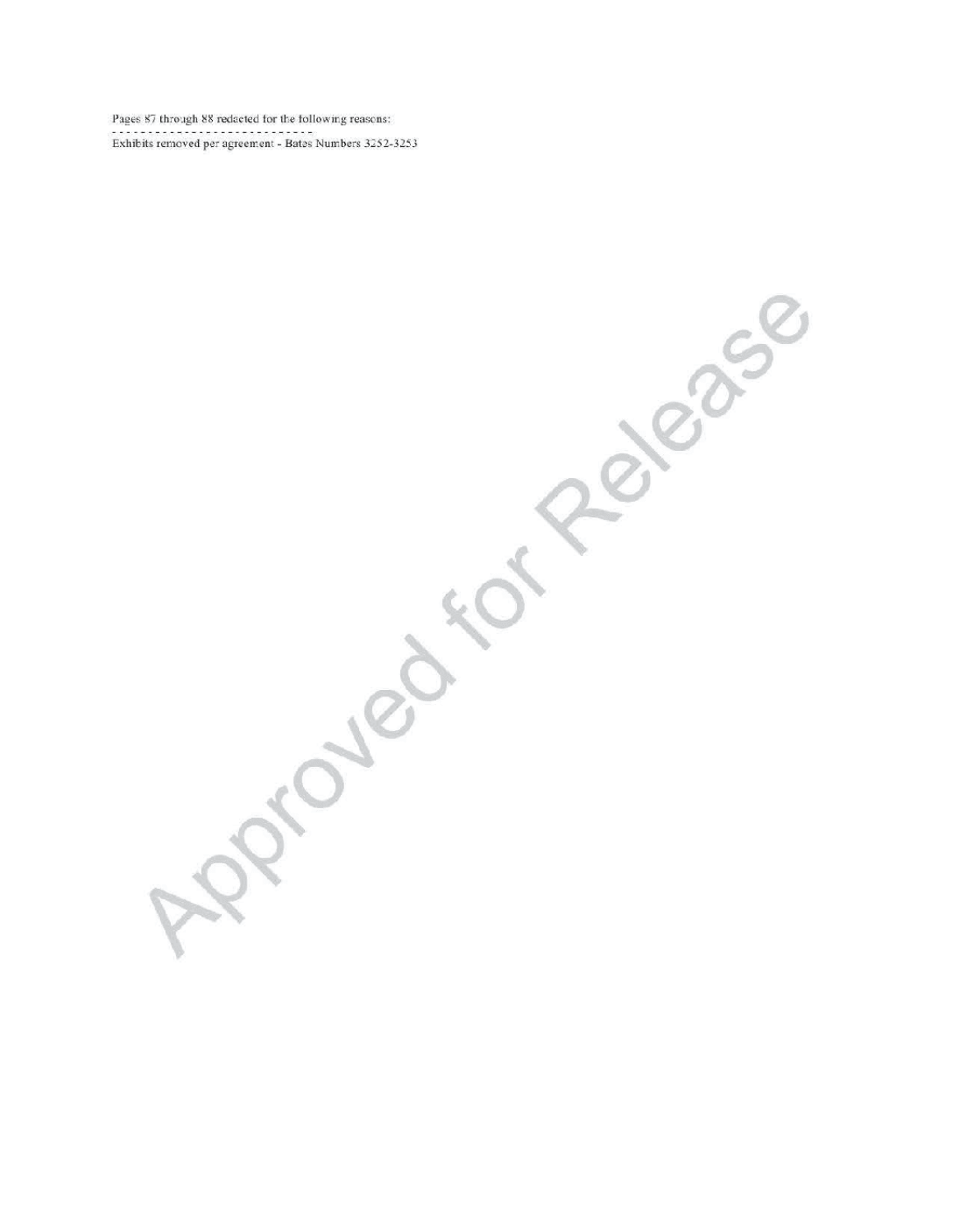Pages 87 through 88 redacted for the following reasons:

- - - - - - - - - - - - - - - - - - - - - - - - - - - -

Exhibits removed per agreement - Bates Numbers 3252-3253